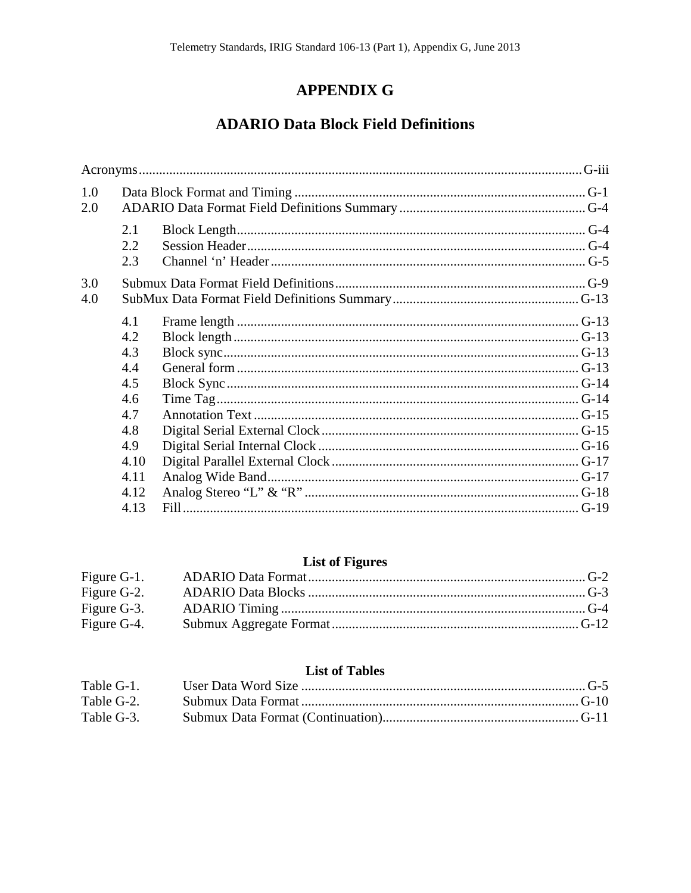# APPENDIX G

## ADARIO Data Block Field Definitions

Acronyms ........................................................................................................................ G-iii

1.0 Data Block Format and Timing ...................................................................................... G-1
2.0 ADARIO Data Format Field Definitions Summary ........................................................ G-4

- 2.1 Block Length ........................................................................................................ G-4
- 2.2 Session Header ..................................................................................................... G-4
- 2.3 Channel 'n' Header ............................................................................................... G-5

3.0 Submux Data Format Field Definitions .......................................................................... G-9
4.0 SubMux Data Format Field Definitions Summary ........................................................ G-13

- 4.1 Frame length ...................................................................................................... G-13
- 4.2 Block length ....................................................................................................... G-13
- 4.3 Block sync .......................................................................................................... G-13
- 4.4 General form ...................................................................................................... G-13
- 4.5 Block Sync .......................................................................................................... G-14
- 4.6 Time Tag ............................................................................................................. G-14
- 4.7 Annotation Text .................................................................................................. G-15
- 4.8 Digital Serial External Clock ............................................................................... G-15
- 4.9 Digital Serial Internal Clock ................................................................................ G-16
- 4.10 Digital Parallel External Clock ........................................................................... G-17
- 4.11 Analog Wide Band ............................................................................................. G-17
- 4.12 Analog Stereo "L" & "R" .................................................................................... G-18
- 4.13 Fill ...................................................................................................................... G-19

### List of Figures

Figure G-1. ADARIO Data Format ................................................................................... G-2
Figure G-2. ADARIO Data Blocks ................................................................................... G-3
Figure G-3. ADARIO Timing ........................................................................................... G-4
Figure G-4. Submux Aggregate Format ........................................................................... G-12

### List of Tables

Table G-1. User Data Word Size ..................................................................................... G-5
Table G-2. Submux Data Format .................................................................................... G-10
Table G-3. Submux Data Format (Continuation) ............................................................ G-11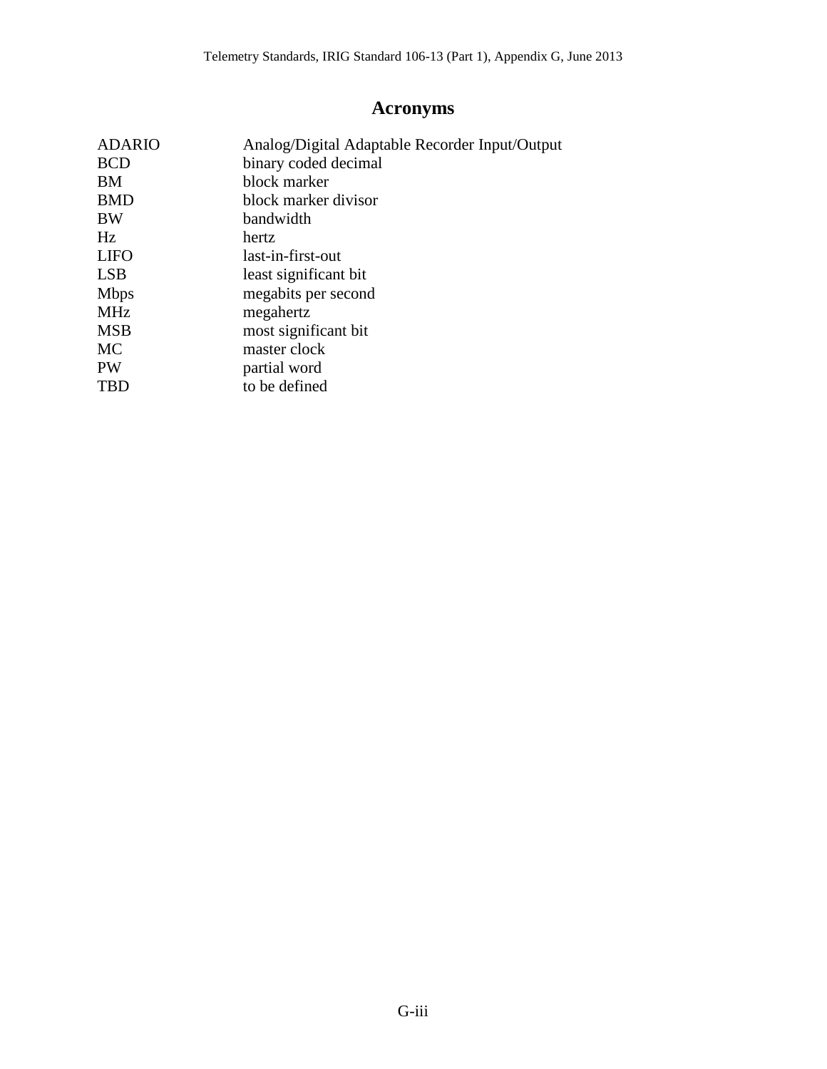# Acronyms

| | |
|---|---|
| ADARIO | Analog/Digital Adaptable Recorder Input/Output |
| BCD | binary coded decimal |
| BM | block marker |
| BMD | block marker divisor |
| BW | bandwidth |
| Hz | hertz |
| LIFO | last-in-first-out |
| LSB | least significant bit |
| Mbps | megabits per second |
| MHz | megahertz |
| MSB | most significant bit |
| MC | master clock |
| PW | partial word |
| TBD | to be defined |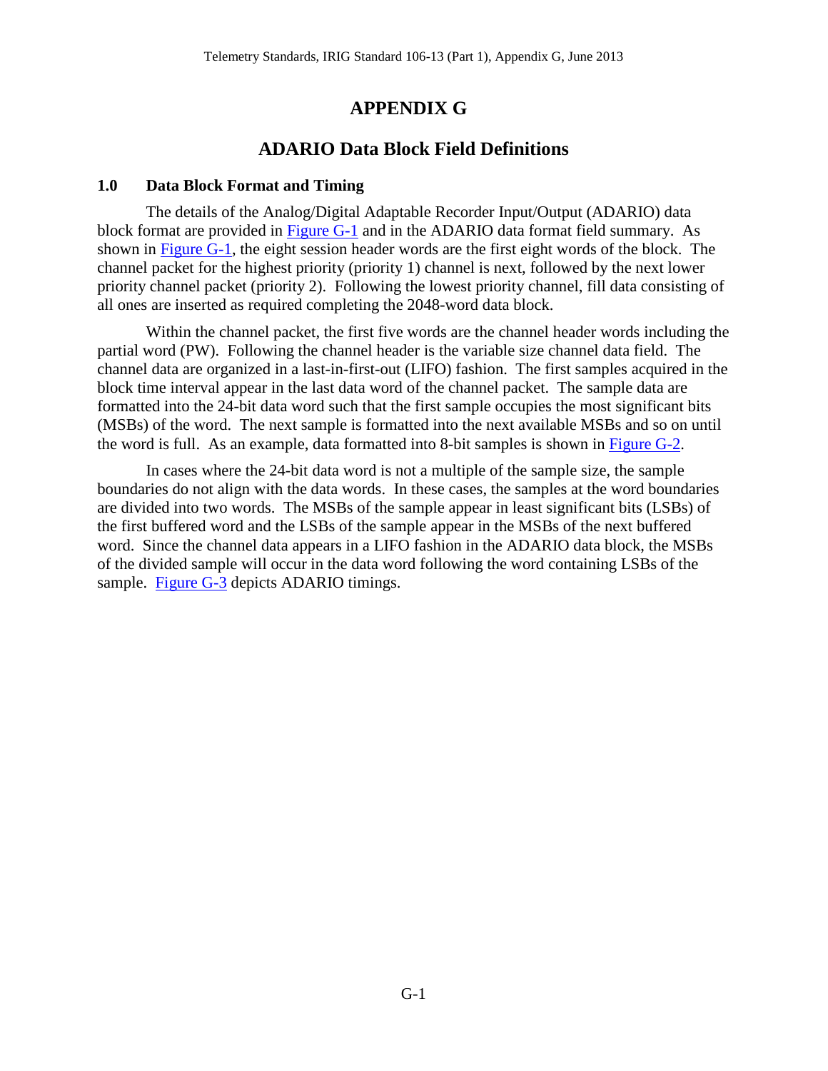# APPENDIX G

## ADARIO Data Block Field Definitions

### 1.0 Data Block Format and Timing

The details of the Analog/Digital Adaptable Recorder Input/Output (ADARIO) data block format are provided in Figure G-1 and in the ADARIO data format field summary. As shown in Figure G-1, the eight session header words are the first eight words of the block. The channel packet for the highest priority (priority 1) channel is next, followed by the next lower priority channel packet (priority 2). Following the lowest priority channel, fill data consisting of all ones are inserted as required completing the 2048-word data block.

Within the channel packet, the first five words are the channel header words including the partial word (PW). Following the channel header is the variable size channel data field. The channel data are organized in a last-in-first-out (LIFO) fashion. The first samples acquired in the block time interval appear in the last data word of the channel packet. The sample data are formatted into the 24-bit data word such that the first sample occupies the most significant bits (MSBs) of the word. The next sample is formatted into the next available MSBs and so on until the word is full. As an example, data formatted into 8-bit samples is shown in Figure G-2.

In cases where the 24-bit data word is not a multiple of the sample size, the sample boundaries do not align with the data words. In these cases, the samples at the word boundaries are divided into two words. The MSBs of the sample appear in least significant bits (LSBs) of the first buffered word and the LSBs of the sample appear in the MSBs of the next buffered word. Since the channel data appears in a LIFO fashion in the ADARIO data block, the MSBs of the divided sample will occur in the data word following the word containing LSBs of the sample. Figure G-3 depicts ADARIO timings.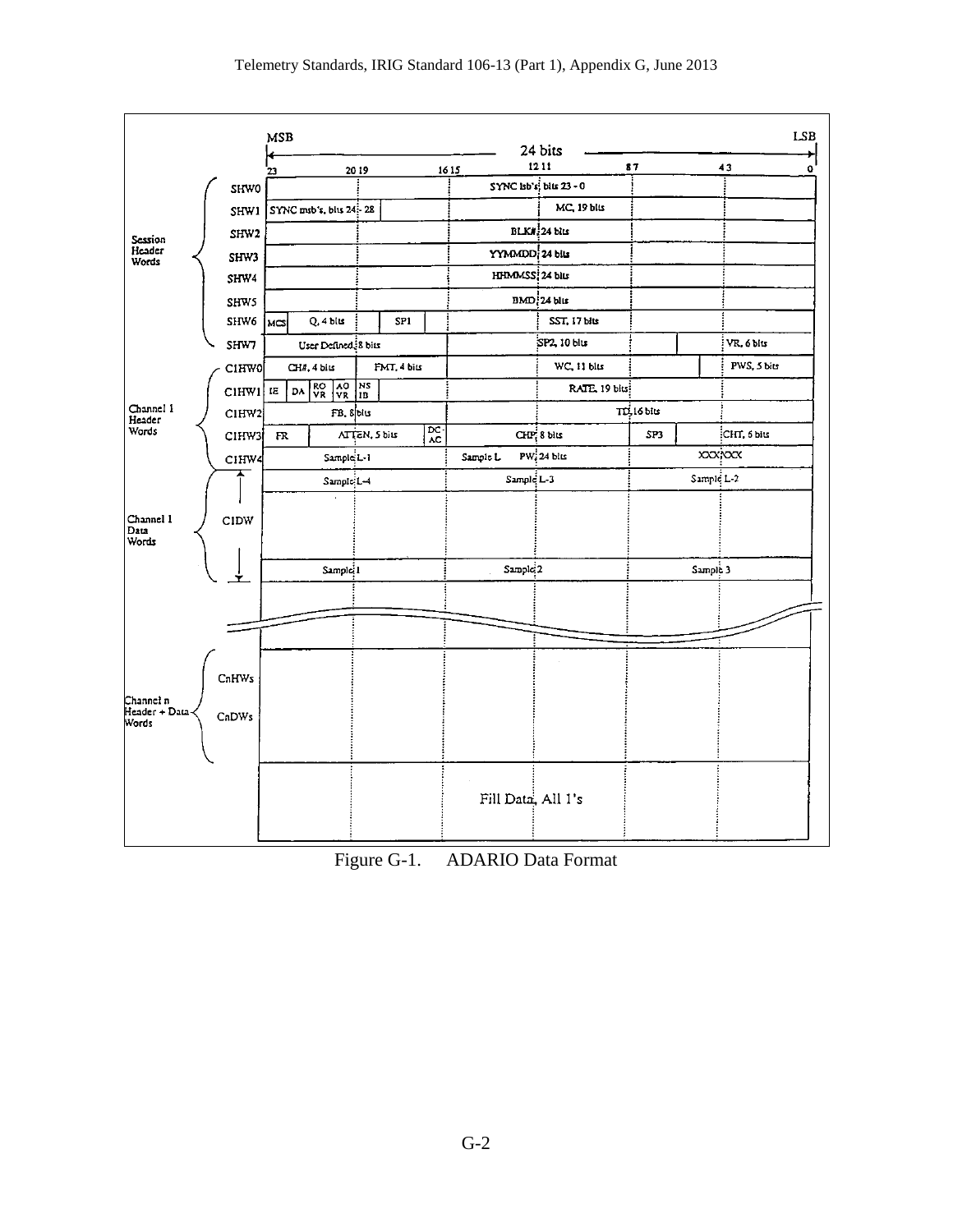| Group | Word | Fields (MSB bit 23 → LSB bit 0, 24 bits) |
|---|---|---|
| Session Header Words | SHW0 | SYNC lsb's, bits 23 - 0 |
| | SHW1 | SYNC msb's, bits 24 - 28 ; MC, 19 bits |
| | SHW2 | BLK#, 24 bits |
| | SHW3 | YYMMDD, 24 bits |
| | SHW4 | HHMMSS, 24 bits |
| | SHW5 | BMD, 24 bits |
| | SHW6 | MCS ; Q, 4 bits ; SP1 ; SST, 17 bits |
| | SHW7 | User Defined, 8 bits ; SP2, 10 bits ; VR, 6 bits |
| Channel 1 Header Words | C1HW0 | CH#, 4 bits ; FMT, 4 bits ; WC, 11 bits ; PWS, 5 bits |
| | C1HW1 | IE ; DA ; RO VR ; AO VR ; NS IB ; RATE, 19 bits |
| | C1HW2 | FB, 8 bits ; TD, 16 bits |
| | C1HW3 | FR ; ATTEN, 5 bits ; DC-AC ; CHP, 8 bits ; SP3 ; CHT, 6 bits |
| | C1HW4 | Sample L-1 ; Sample L ; PW, 24 bits ; XXXXXX |
| Channel 1 Data Words | C1DW | Sample L-4 ; Sample L-3 ; Sample L-2 |
| | | ⋮ |
| | | Sample 1 ; Sample 2 ; Sample 3 |
| Channel n Header + Data Words | CnHWs | |
| | CnDWs | |
| | | Fill Data, All 1's |

Figure G-1. ADARIO Data Format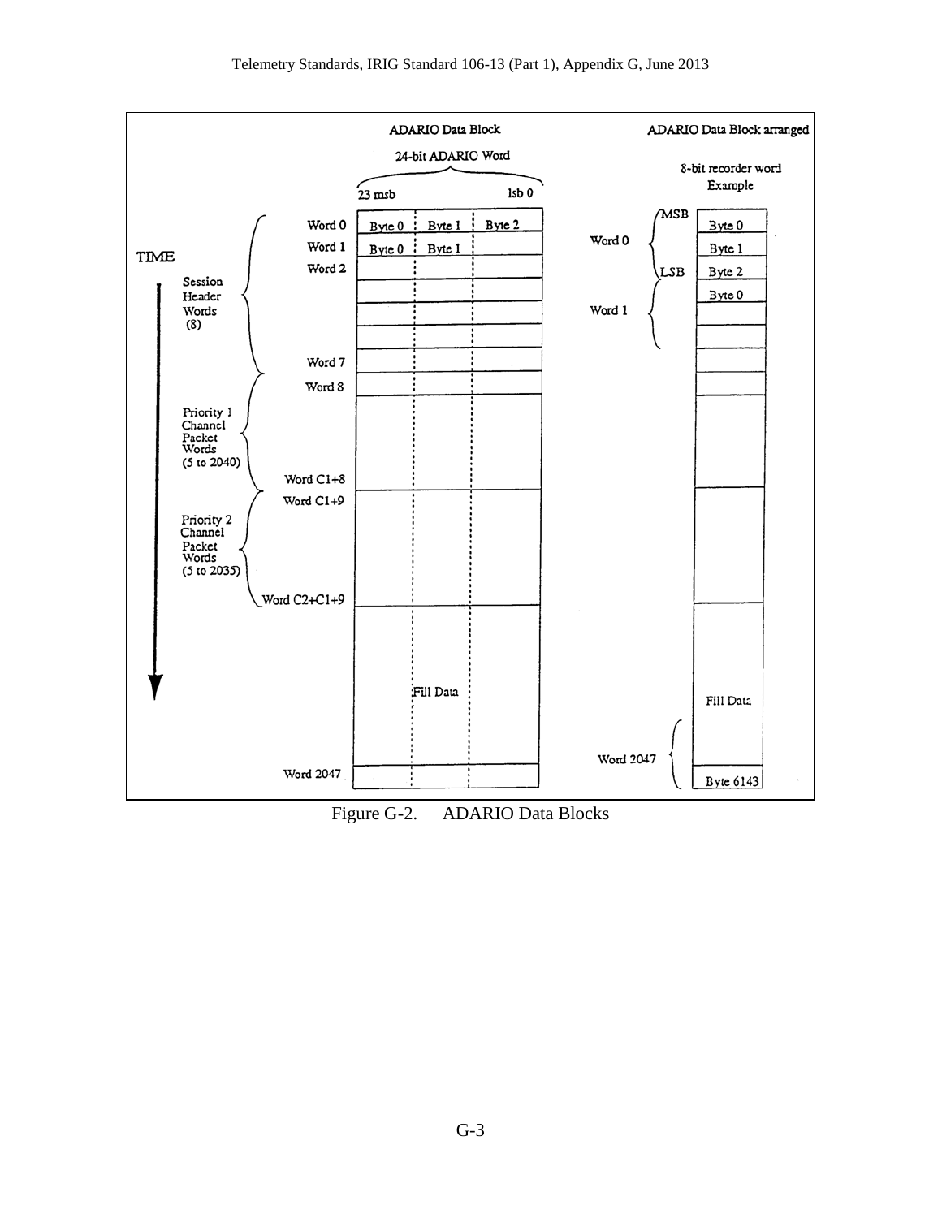Figure G-2. ADARIO Data Blocks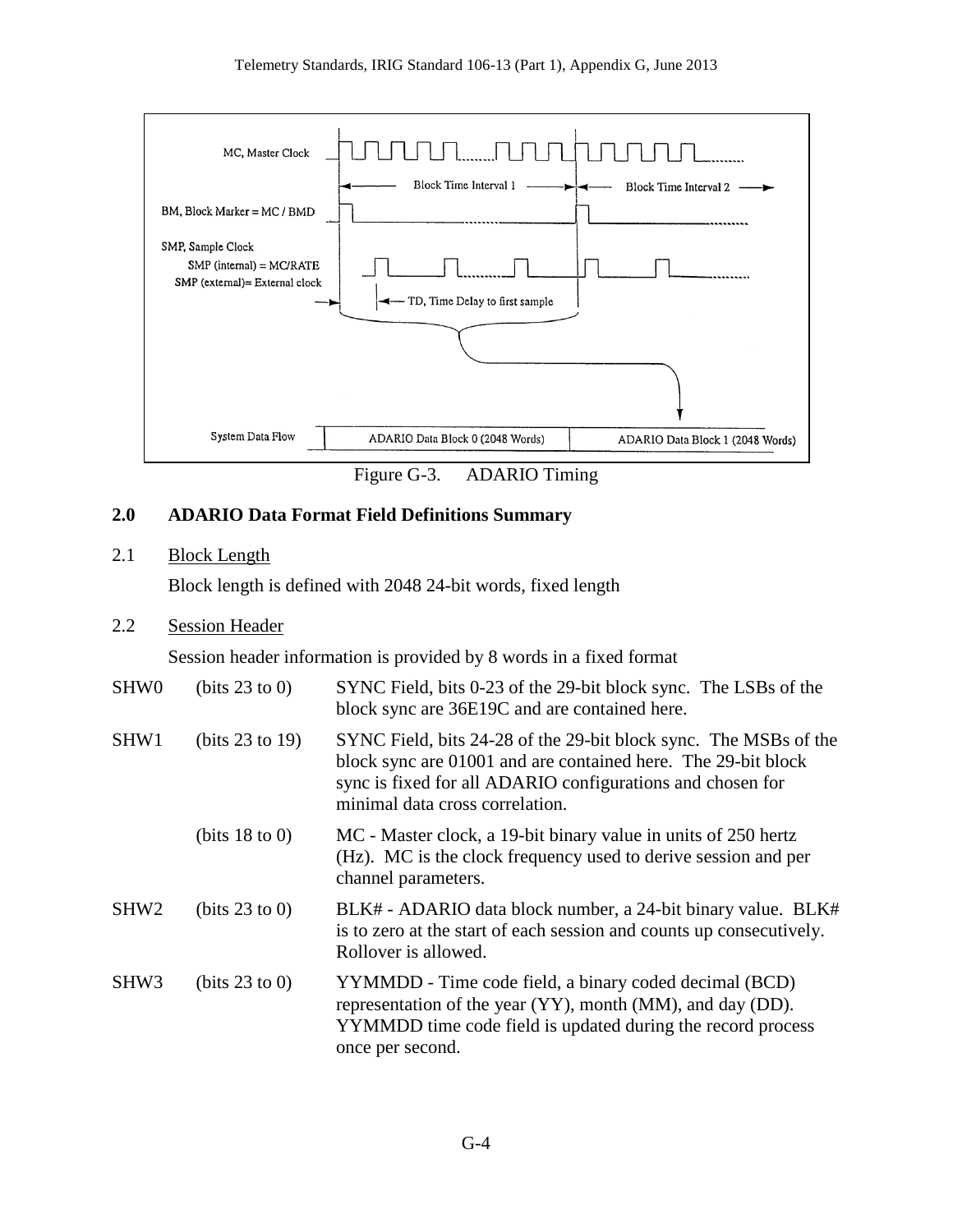Figure G-3. ADARIO Timing

## 2.0 ADARIO Data Format Field Definitions Summary

### 2.1 Block Length

Block length is defined with 2048 24-bit words, fixed length

### 2.2 Session Header

Session header information is provided by 8 words in a fixed format

| | | |
|---|---|---|
| SHW0 | (bits 23 to 0) | SYNC Field, bits 0-23 of the 29-bit block sync. The LSBs of the block sync are 36E19C and are contained here. |
| SHW1 | (bits 23 to 19) | SYNC Field, bits 24-28 of the 29-bit block sync. The MSBs of the block sync are 01001 and are contained here. The 29-bit block sync is fixed for all ADARIO configurations and chosen for minimal data cross correlation. |
| | (bits 18 to 0) | MC - Master clock, a 19-bit binary value in units of 250 hertz (Hz). MC is the clock frequency used to derive session and per channel parameters. |
| SHW2 | (bits 23 to 0) | BLK# - ADARIO data block number, a 24-bit binary value. BLK# is to zero at the start of each session and counts up consecutively. Rollover is allowed. |
| SHW3 | (bits 23 to 0) | YYMMDD - Time code field, a binary coded decimal (BCD) representation of the year (YY), month (MM), and day (DD). YYMMDD time code field is updated during the record process once per second. |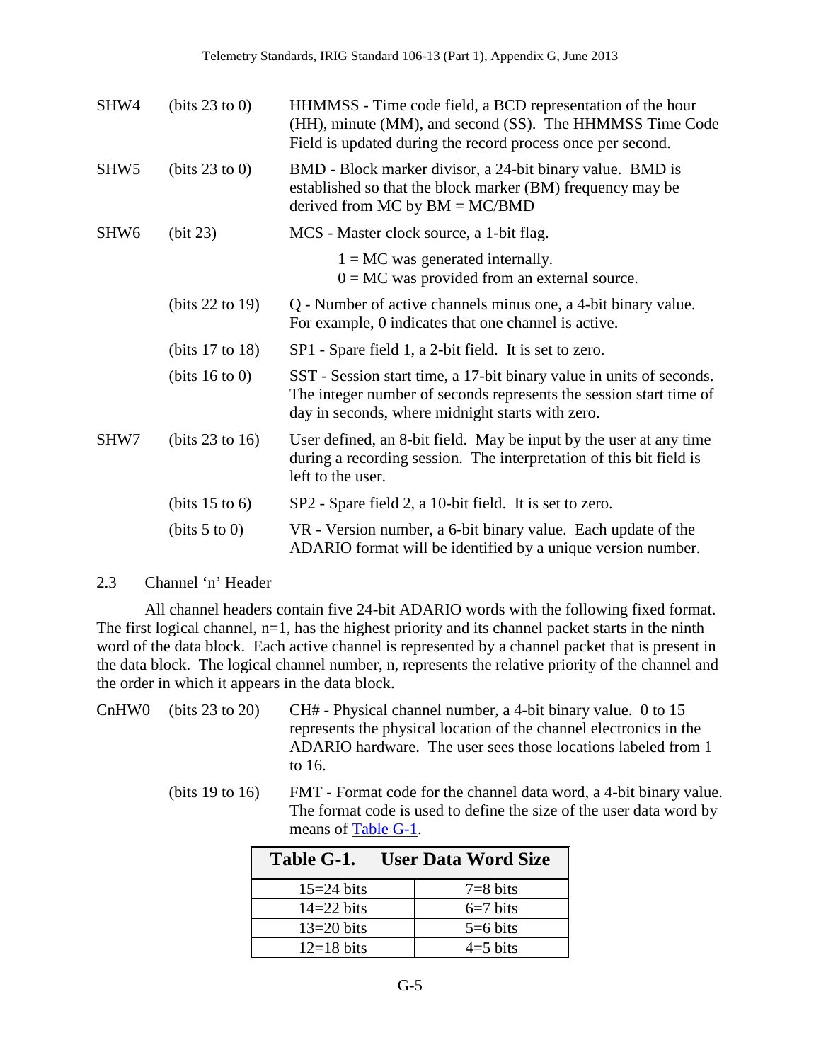| | | |
|---|---|---|
| SHW4 | (bits 23 to 0) | HHMMSS - Time code field, a BCD representation of the hour (HH), minute (MM), and second (SS). The HHMMSS Time Code Field is updated during the record process once per second. |
| SHW5 | (bits 23 to 0) | BMD - Block marker divisor, a 24-bit binary value. BMD is established so that the block marker (BM) frequency may be derived from MC by BM = MC/BMD |
| SHW6 | (bit 23) | MCS - Master clock source, a 1-bit flag.<br>1 = MC was generated internally.<br>0 = MC was provided from an external source. |
| | (bits 22 to 19) | Q - Number of active channels minus one, a 4-bit binary value. For example, 0 indicates that one channel is active. |
| | (bits 17 to 18) | SP1 - Spare field 1, a 2-bit field. It is set to zero. |
| | (bits 16 to 0) | SST - Session start time, a 17-bit binary value in units of seconds. The integer number of seconds represents the session start time of day in seconds, where midnight starts with zero. |
| SHW7 | (bits 23 to 16) | User defined, an 8-bit field. May be input by the user at any time during a recording session. The interpretation of this bit field is left to the user. |
| | (bits 15 to 6) | SP2 - Spare field 2, a 10-bit field. It is set to zero. |
| | (bits 5 to 0) | VR - Version number, a 6-bit binary value. Each update of the ADARIO format will be identified by a unique version number. |

## 2.3 Channel 'n' Header

All channel headers contain five 24-bit ADARIO words with the following fixed format. The first logical channel, n=1, has the highest priority and its channel packet starts in the ninth word of the data block. Each active channel is represented by a channel packet that is present in the data block. The logical channel number, n, represents the relative priority of the channel and the order in which it appears in the data block.

| | | |
|---|---|---|
| CnHW0 | (bits 23 to 20) | CH# - Physical channel number, a 4-bit binary value. 0 to 15 represents the physical location of the channel electronics in the ADARIO hardware. The user sees those locations labeled from 1 to 16. |
| | (bits 19 to 16) | FMT - Format code for the channel data word, a 4-bit binary value. The format code is used to define the size of the user data word by means of Table G-1. |

**Table G-1. User Data Word Size**

| | |
|---|---|
| 15=24 bits | 7=8 bits |
| 14=22 bits | 6=7 bits |
| 13=20 bits | 5=6 bits |
| 12=18 bits | 4=5 bits |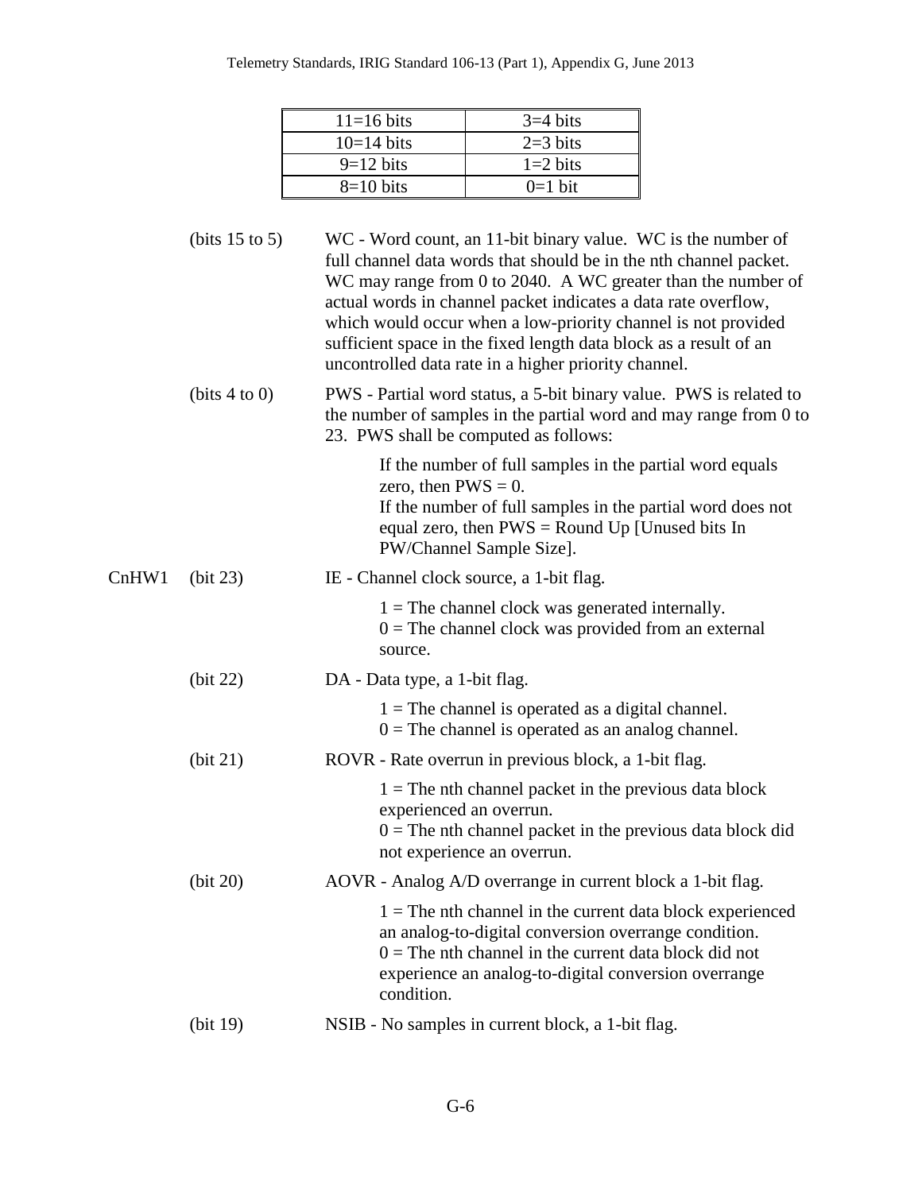| 11=16 bits | 3=4 bits |
|---|---|
| 10=14 bits | 2=3 bits |
| 9=12 bits | 1=2 bits |
| 8=10 bits | 0=1 bit |

(bits 15 to 5) WC - Word count, an 11-bit binary value. WC is the number of full channel data words that should be in the nth channel packet. WC may range from 0 to 2040. A WC greater than the number of actual words in channel packet indicates a data rate overflow, which would occur when a low-priority channel is not provided sufficient space in the fixed length data block as a result of an uncontrolled data rate in a higher priority channel.

(bits 4 to 0) PWS - Partial word status, a 5-bit binary value. PWS is related to the number of samples in the partial word and may range from 0 to 23. PWS shall be computed as follows:

> If the number of full samples in the partial word equals zero, then PWS = 0.
> If the number of full samples in the partial word does not equal zero, then PWS = Round Up [Unused bits In PW/Channel Sample Size].

CnHW1 (bit 23) IE - Channel clock source, a 1-bit flag.

> 1 = The channel clock was generated internally.
> 0 = The channel clock was provided from an external source.

(bit 22) DA - Data type, a 1-bit flag.

> 1 = The channel is operated as a digital channel.
> 0 = The channel is operated as an analog channel.

(bit 21) ROVR - Rate overrun in previous block, a 1-bit flag.

> 1 = The nth channel packet in the previous data block experienced an overrun.
> 0 = The nth channel packet in the previous data block did not experience an overrun.

(bit 20) AOVR - Analog A/D overrange in current block a 1-bit flag.

> 1 = The nth channel in the current data block experienced an analog-to-digital conversion overrange condition.
> 0 = The nth channel in the current data block did not experience an analog-to-digital conversion overrange condition.

(bit 19) NSIB - No samples in current block, a 1-bit flag.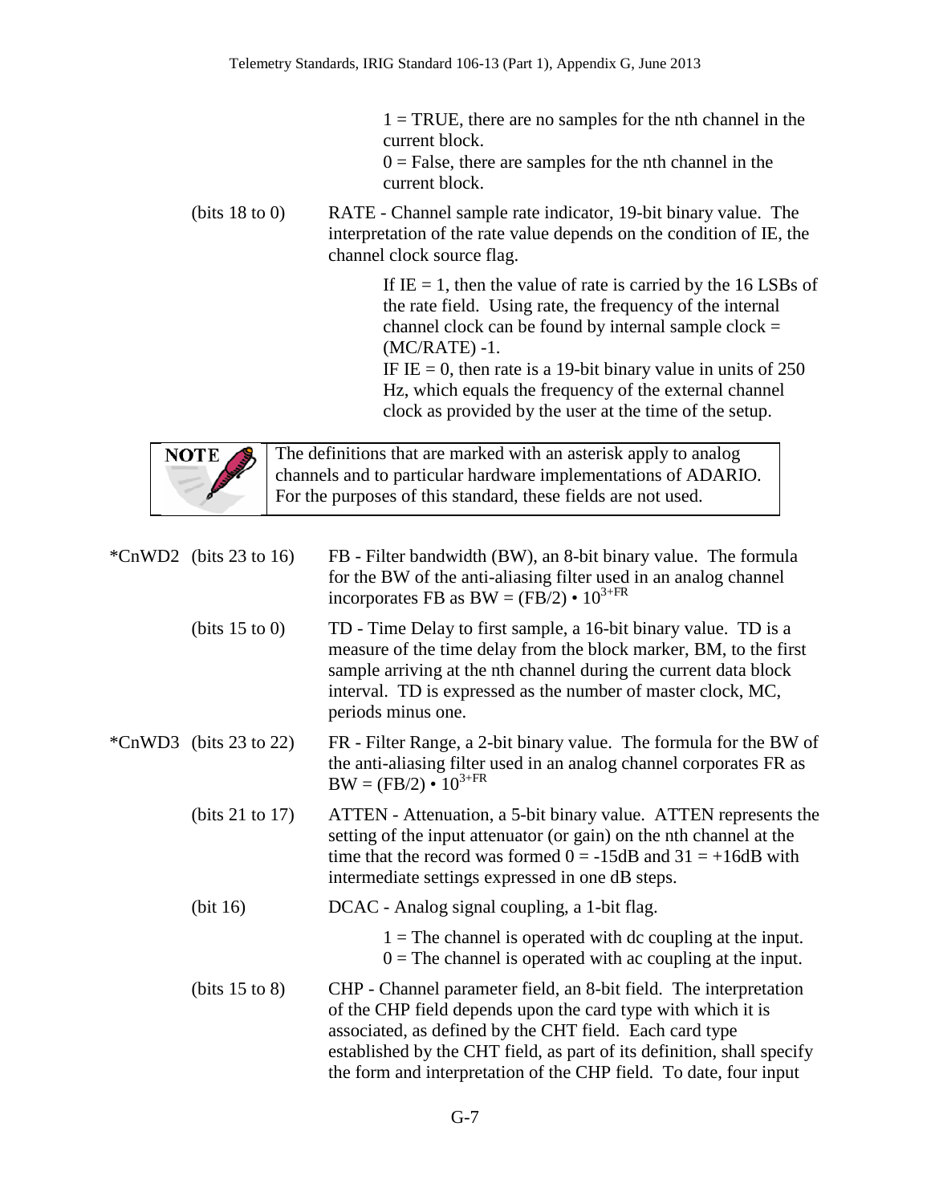1 = TRUE, there are no samples for the nth channel in the current block.
0 = False, there are samples for the nth channel in the current block.

(bits 18 to 0) RATE - Channel sample rate indicator, 19-bit binary value. The interpretation of the rate value depends on the condition of IE, the channel clock source flag.

If IE = 1, then the value of rate is carried by the 16 LSBs of the rate field. Using rate, the frequency of the internal channel clock can be found by internal sample clock = (MC/RATE) -1.
IF IE = 0, then rate is a 19-bit binary value in units of 250 Hz, which equals the frequency of the external channel clock as provided by the user at the time of the setup.

> **NOTE:** The definitions that are marked with an asterisk apply to analog channels and to particular hardware implementations of ADARIO. For the purposes of this standard, these fields are not used.

*CnWD2 (bits 23 to 16) FB - Filter bandwidth (BW), an 8-bit binary value. The formula for the BW of the anti-aliasing filter used in an analog channel incorporates FB as $BW = (FB/2) \cdot 10^{3+FR}$

(bits 15 to 0) TD - Time Delay to first sample, a 16-bit binary value. TD is a measure of the time delay from the block marker, BM, to the first sample arriving at the nth channel during the current data block interval. TD is expressed as the number of master clock, MC, periods minus one.

*CnWD3 (bits 23 to 22) FR - Filter Range, a 2-bit binary value. The formula for the BW of the anti-aliasing filter used in an analog channel corporates FR as $BW = (FB/2) \cdot 10^{3+FR}$

(bits 21 to 17) ATTEN - Attenuation, a 5-bit binary value. ATTEN represents the setting of the input attenuator (or gain) on the nth channel at the time that the record was formed 0 = -15dB and 31 = +16dB with intermediate settings expressed in one dB steps.

(bit 16) DCAC - Analog signal coupling, a 1-bit flag.

1 = The channel is operated with dc coupling at the input.
0 = The channel is operated with ac coupling at the input.

(bits 15 to 8) CHP - Channel parameter field, an 8-bit field. The interpretation of the CHP field depends upon the card type with which it is associated, as defined by the CHT field. Each card type established by the CHT field, as part of its definition, shall specify the form and interpretation of the CHP field. To date, four input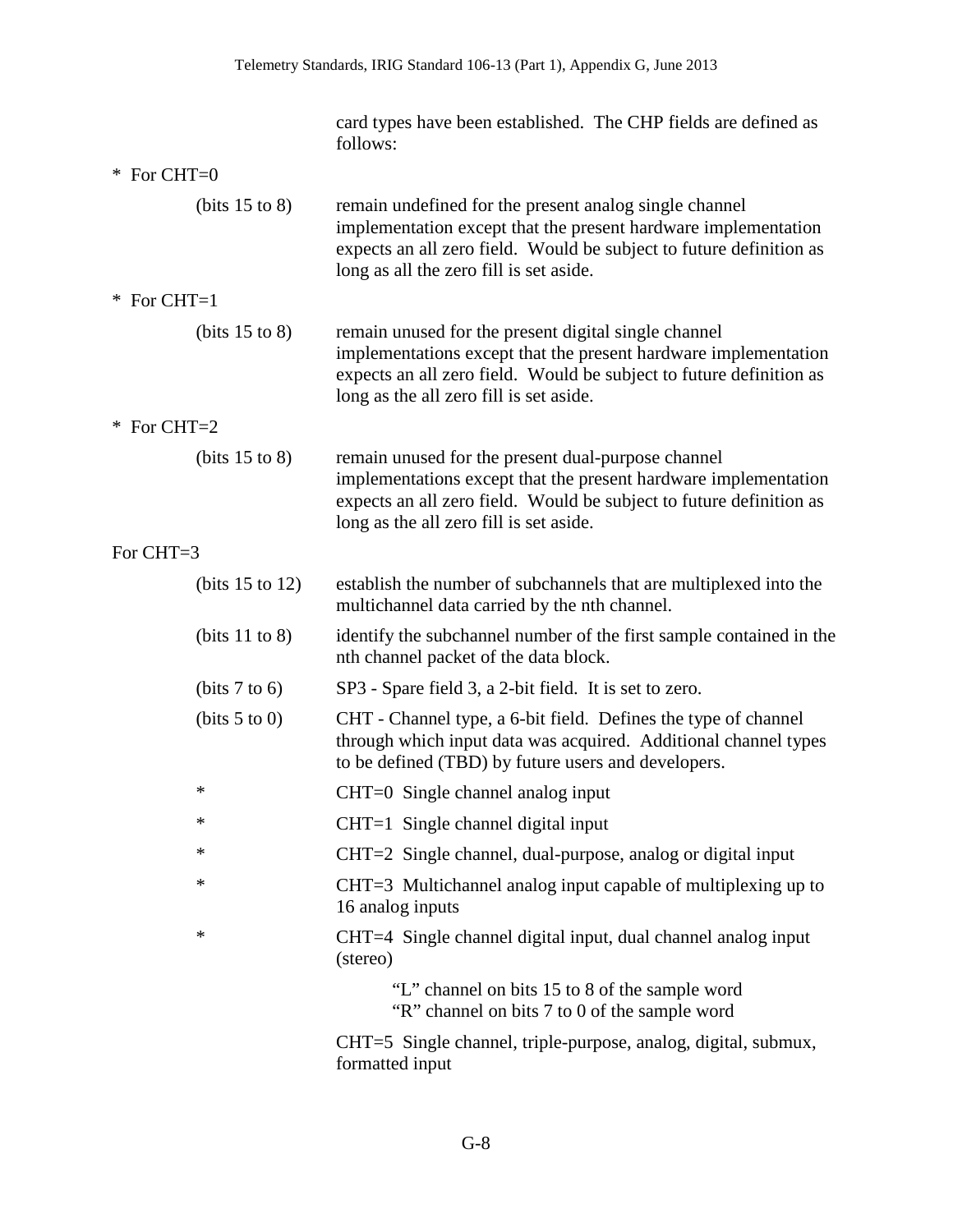card types have been established. The CHP fields are defined as follows:

* For CHT=0

(bits 15 to 8) remain undefined for the present analog single channel implementation except that the present hardware implementation expects an all zero field. Would be subject to future definition as long as all the zero fill is set aside.

* For CHT=1

(bits 15 to 8) remain unused for the present digital single channel implementations except that the present hardware implementation expects an all zero field. Would be subject to future definition as long as the all zero fill is set aside.

* For CHT=2

(bits 15 to 8) remain unused for the present dual-purpose channel implementations except that the present hardware implementation expects an all zero field. Would be subject to future definition as long as the all zero fill is set aside.

For CHT=3

(bits 15 to 12) establish the number of subchannels that are multiplexed into the multichannel data carried by the nth channel.

(bits 11 to 8) identify the subchannel number of the first sample contained in the nth channel packet of the data block.

(bits 7 to 6) SP3 - Spare field 3, a 2-bit field. It is set to zero.

(bits 5 to 0) CHT - Channel type, a 6-bit field. Defines the type of channel through which input data was acquired. Additional channel types to be defined (TBD) by future users and developers.

* CHT=0 Single channel analog input

* CHT=1 Single channel digital input

* CHT=2 Single channel, dual-purpose, analog or digital input

* CHT=3 Multichannel analog input capable of multiplexing up to 16 analog inputs

* CHT=4 Single channel digital input, dual channel analog input (stereo)

  "L" channel on bits 15 to 8 of the sample word
  "R" channel on bits 7 to 0 of the sample word

CHT=5 Single channel, triple-purpose, analog, digital, submux, formatted input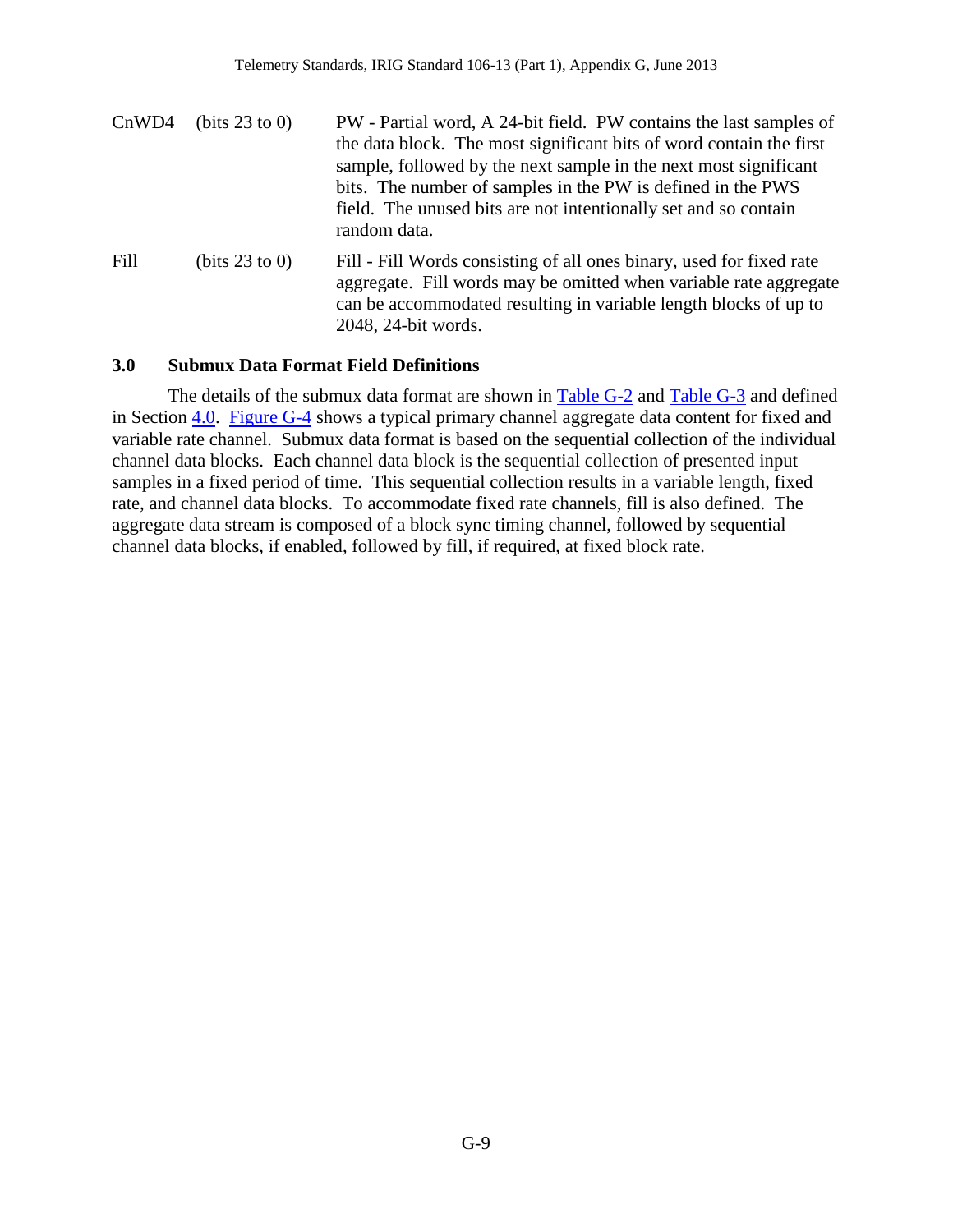| | | |
|---|---|---|
| CnWD4 | (bits 23 to 0) | PW - Partial word, A 24-bit field. PW contains the last samples of the data block. The most significant bits of word contain the first sample, followed by the next sample in the next most significant bits. The number of samples in the PW is defined in the PWS field. The unused bits are not intentionally set and so contain random data. |
| Fill | (bits 23 to 0) | Fill - Fill Words consisting of all ones binary, used for fixed rate aggregate. Fill words may be omitted when variable rate aggregate can be accommodated resulting in variable length blocks of up to 2048, 24-bit words. |

## 3.0 Submux Data Format Field Definitions

The details of the submux data format are shown in Table G-2 and Table G-3 and defined in Section 4.0. Figure G-4 shows a typical primary channel aggregate data content for fixed and variable rate channel. Submux data format is based on the sequential collection of the individual channel data blocks. Each channel data block is the sequential collection of presented input samples in a fixed period of time. This sequential collection results in a variable length, fixed rate, and channel data blocks. To accommodate fixed rate channels, fill is also defined. The aggregate data stream is composed of a block sync timing channel, followed by sequential channel data blocks, if enabled, followed by fill, if required, at fixed block rate.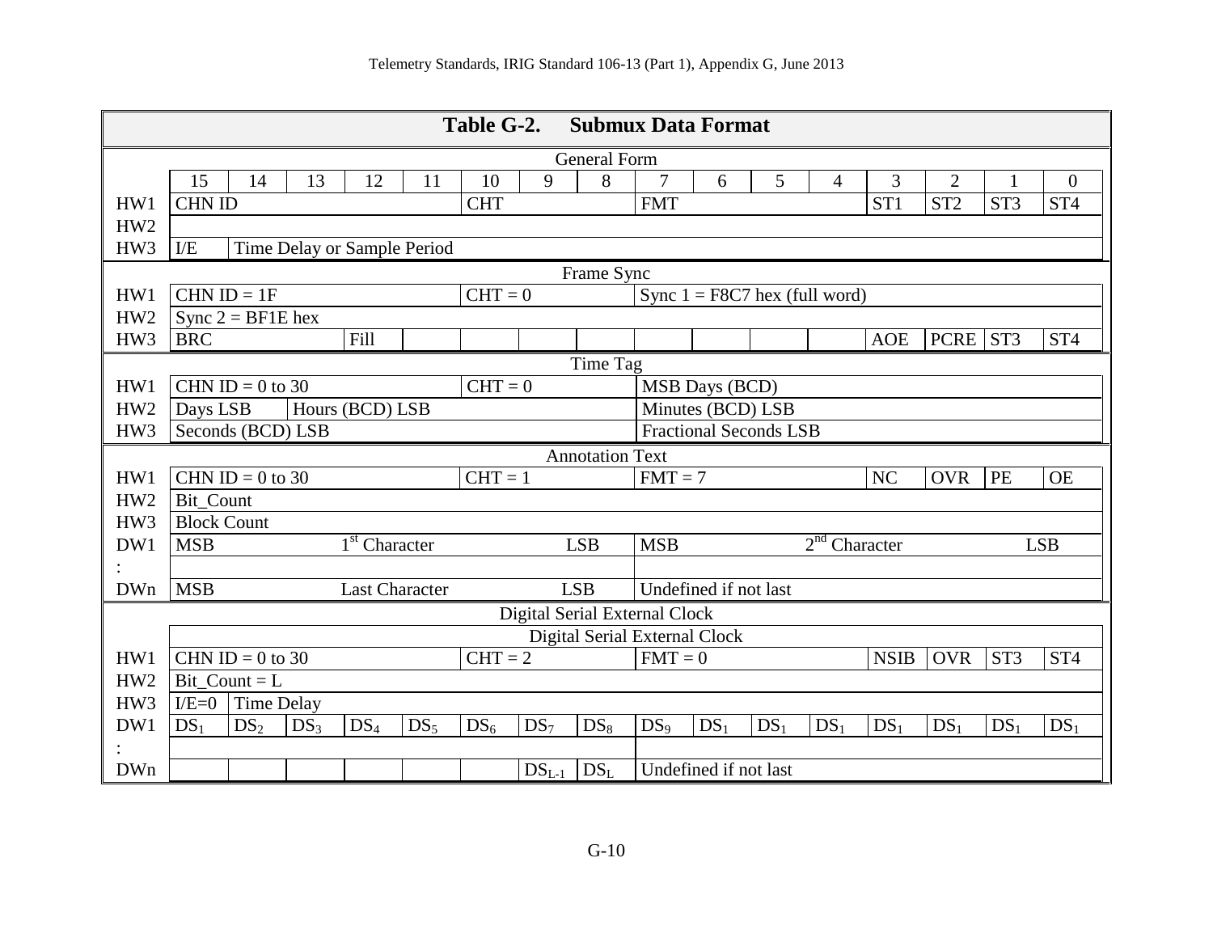**Table G-2. Submux Data Format**

| | 15 | 14 | 13 | 12 | 11 | 10 | 9 | 8 | 7 | 6 | 5 | 4 | 3 | 2 | 1 | 0 |
|---|---|---|---|---|---|---|---|---|---|---|---|---|---|---|---|---|
| **General Form** | | | | | | | | | | | | | | | | |
| HW1 | CHN ID | | | | | CHT | | | FMT | | | | ST1 | ST2 | ST3 | ST4 |
| HW2 | | | | | | | | | | | | | | | | |
| HW3 | I/E | Time Delay or Sample Period | | | | | | | | | | | | | | |
| **Frame Sync** | | | | | | | | | | | | | | | | |
| HW1 | CHN ID = 1F | | | | | CHT = 0 | | | Sync 1 = F8C7 hex (full word) | | | | | | | |
| HW2 | Sync 2 = BF1E hex | | | | | | | | | | | | | | | |
| HW3 | BRC | | | Fill | | | | | | | | | AOE | PCRE | ST3 | ST4 |
| **Time Tag** | | | | | | | | | | | | | | | | |
| HW1 | CHN ID = 0 to 30 | | | | | CHT = 0 | | | MSB Days (BCD) | | | | | | | |
| HW2 | Days LSB | | Hours (BCD) LSB | | | | | | Minutes (BCD) LSB | | | | | | | |
| HW3 | Seconds (BCD) LSB | | | | | | | | Fractional Seconds LSB | | | | | | | |
| **Annotation Text** | | | | | | | | | | | | | | | | |
| HW1 | CHN ID = 0 to 30 | | | | | CHT = 1 | | | FMT = 7 | | | | NC | OVR | PE | OE |
| HW2 | Bit_Count | | | | | | | | | | | | | | | |
| HW3 | Block Count | | | | | | | | | | | | | | | |
| DW1 | MSB | | | 1st Character | | | | LSB | MSB | | | 2nd Character | | | | LSB |
| : | | | | | | | | | | | | | | | | |
| DWn | MSB | | | Last Character | | | | LSB | Undefined if not last | | | | | | | |
| **Digital Serial External Clock** | | | | | | | | | | | | | | | | |
| | Digital Serial External Clock | | | | | | | | | | | | | | | |
| HW1 | CHN ID = 0 to 30 | | | | | CHT = 2 | | | FMT = 0 | | | | NSIB | OVR | ST3 | ST4 |
| HW2 | Bit_Count = L | | | | | | | | | | | | | | | |
| HW3 | I/E=0 | Time Delay | | | | | | | | | | | | | | |
| DW1 | $DS_1$ | $DS_2$ | $DS_3$ | $DS_4$ | $DS_5$ | $DS_6$ | $DS_7$ | $DS_8$ | $DS_9$ | $DS_1$ | $DS_1$ | $DS_1$ | $DS_1$ | $DS_1$ | $DS_1$ | $DS_1$ |
| : | | | | | | | | | | | | | | | | |
| DWn | | | | | | | $DS_{L-1}$ | $DS_L$ | Undefined if not last | | | | | | | |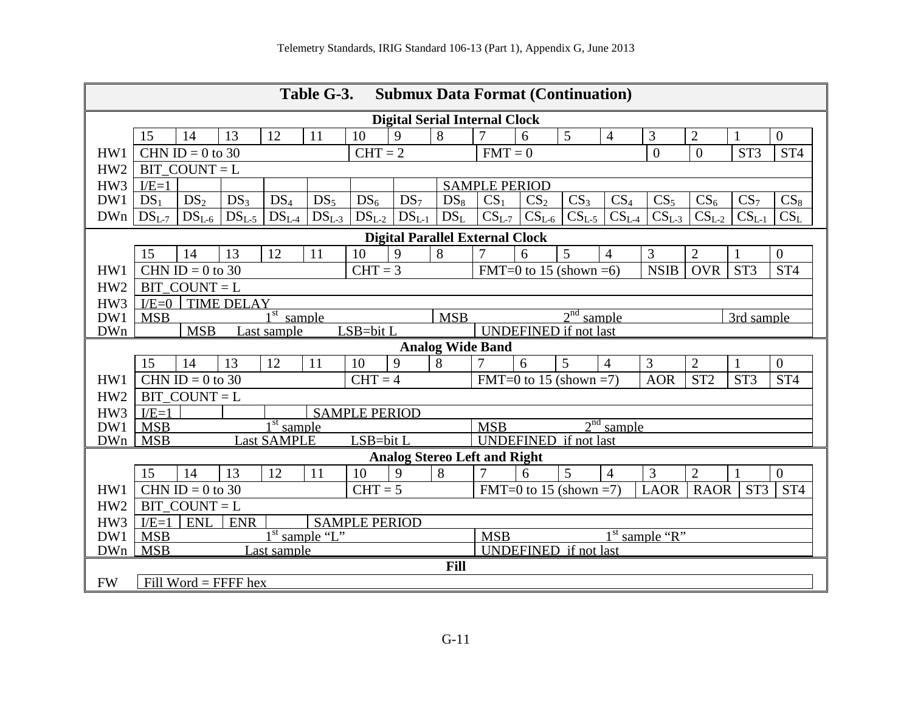**Table G-3. Submux Data Format (Continuation)**

**Digital Serial Internal Clock**

| | 15 | 14 | 13 | 12 | 11 | 10 | 9 | 8 | 7 | 6 | 5 | 4 | 3 | 2 | 1 | 0 |
|---|---|---|---|---|---|---|---|---|---|---|---|---|---|---|---|---|
| HW1 | CHN ID = 0 to 30 | | | | | CHT = 2 | | | FMT = 0 | | | | 0 | 0 | ST3 | ST4 |
| HW2 | BIT_COUNT = L | | | | | | | | | | | | | | | |
| HW3 | I/E=1 | | | | | | | SAMPLE PERIOD | | | | | | | | |
| DW1 | $DS_1$ | $DS_2$ | $DS_3$ | $DS_4$ | $DS_5$ | $DS_6$ | $DS_7$ | $DS_8$ | $CS_1$ | $CS_2$ | $CS_3$ | $CS_4$ | $CS_5$ | $CS_6$ | $CS_7$ | $CS_8$ |
| DWn | $DS_{L-7}$ | $DS_{L-6}$ | $DS_{L-5}$ | $DS_{L-4}$ | $DS_{L-3}$ | $DS_{L-2}$ | $DS_{L-1}$ | $DS_L$ | $CS_{L-7}$ | $CS_{L-6}$ | $CS_{L-5}$ | $CS_{L-4}$ | $CS_{L-3}$ | $CS_{L-2}$ | $CS_{L-1}$ | $CS_L$ |

**Digital Parallel External Clock**

| | 15 | 14 | 13 | 12 | 11 | 10 | 9 | 8 | 7 | 6 | 5 | 4 | 3 | 2 | 1 | 0 |
|---|---|---|---|---|---|---|---|---|---|---|---|---|---|---|---|---|
| HW1 | CHN ID = 0 to 30 | | | | | CHT = 3 | | | FMT=0 to 15 (shown =6) | | | | NSIB | OVR | ST3 | ST4 |
| HW2 | BIT_COUNT = L | | | | | | | | | | | | | | | |
| HW3 | I/E=0 | TIME DELAY | | | | | | | | | | | | | | |
| DW1 | MSB | | | 1st sample | | | | MSB | | | 2nd sample | | | | 3rd sample | |
| DWn | | MSB | | Last sample | | LSB=bit L | | | UNDEFINED if not last | | | | | | | |

**Analog Wide Band**

| | 15 | 14 | 13 | 12 | 11 | 10 | 9 | 8 | 7 | 6 | 5 | 4 | 3 | 2 | 1 | 0 |
|---|---|---|---|---|---|---|---|---|---|---|---|---|---|---|---|---|
| HW1 | CHN ID = 0 to 30 | | | | | CHT = 4 | | | FMT=0 to 15 (shown =7) | | | | AOR | ST2 | ST3 | ST4 |
| HW2 | BIT_COUNT = L | | | | | | | | | | | | | | | |
| HW3 | I/E=1 | | | | SAMPLE PERIOD | | | | | | | | | | | |
| DW1 | MSB | | | 1st sample | | | | | MSB | | 2nd sample | | | | | |
| DWn | MSB | | | Last SAMPLE | | LSB=bit L | | | UNDEFINED if not last | | | | | | | |

**Analog Stereo Left and Right**

| | 15 | 14 | 13 | 12 | 11 | 10 | 9 | 8 | 7 | 6 | 5 | 4 | 3 | 2 | 1 | 0 |
|---|---|---|---|---|---|---|---|---|---|---|---|---|---|---|---|---|
| HW1 | CHN ID = 0 to 30 | | | | | CHT = 5 | | | FMT=0 to 15 (shown =7) | | | | LAOR | RAOR | ST3 | ST4 |
| HW2 | BIT_COUNT = L | | | | | | | | | | | | | | | |
| HW3 | I/E=1 | ENL | ENR | | SAMPLE PERIOD | | | | | | | | | | | |
| DW1 | MSB | | | 1st sample "L" | | | | | MSB | | | 1st sample "R" | | | | |
| DWn | MSB | | | Last sample | | | | | UNDEFINED if not last | | | | | | | |

**Fill**

| | |
|---|---|
| FW | Fill Word = FFFF hex |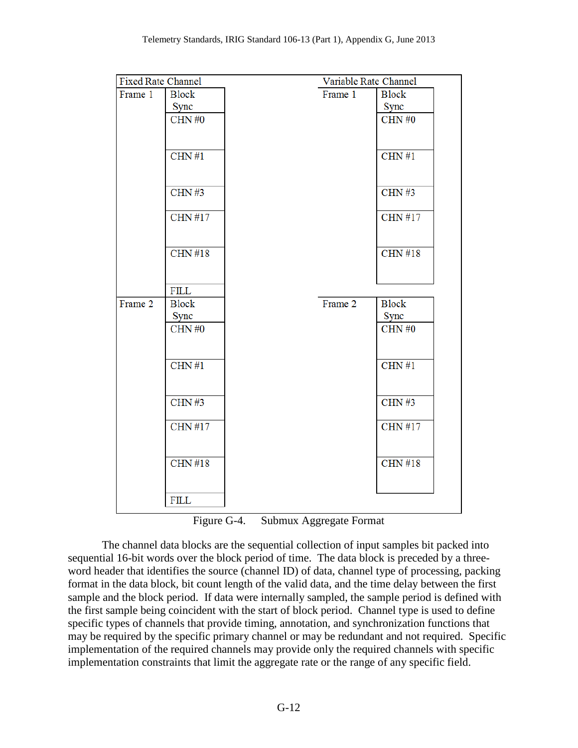| Fixed Rate Channel | | | Variable Rate Channel | |
|---|---|---|---|---|
| Frame 1 | Block Sync | | Frame 1 | Block Sync |
| | CHN #0 | | | CHN #0 |
| | CHN #1 | | | CHN #1 |
| | CHN #3 | | | CHN #3 |
| | CHN #17 | | | CHN #17 |
| | CHN #18 | | | CHN #18 |
| | FILL | | | |
| Frame 2 | Block Sync | | Frame 2 | Block Sync |
| | CHN #0 | | | CHN #0 |
| | CHN #1 | | | CHN #1 |
| | CHN #3 | | | CHN #3 |
| | CHN #17 | | | CHN #17 |
| | CHN #18 | | | CHN #18 |
| | FILL | | | |

Figure G-4. Submux Aggregate Format

The channel data blocks are the sequential collection of input samples bit packed into sequential 16-bit words over the block period of time. The data block is preceded by a three-word header that identifies the source (channel ID) of data, channel type of processing, packing format in the data block, bit count length of the valid data, and the time delay between the first sample and the block period. If data were internally sampled, the sample period is defined with the first sample being coincident with the start of block period. Channel type is used to define specific types of channels that provide timing, annotation, and synchronization functions that may be required by the specific primary channel or may be redundant and not required. Specific implementation of the required channels may provide only the required channels with specific implementation constraints that limit the aggregate rate or the range of any specific field.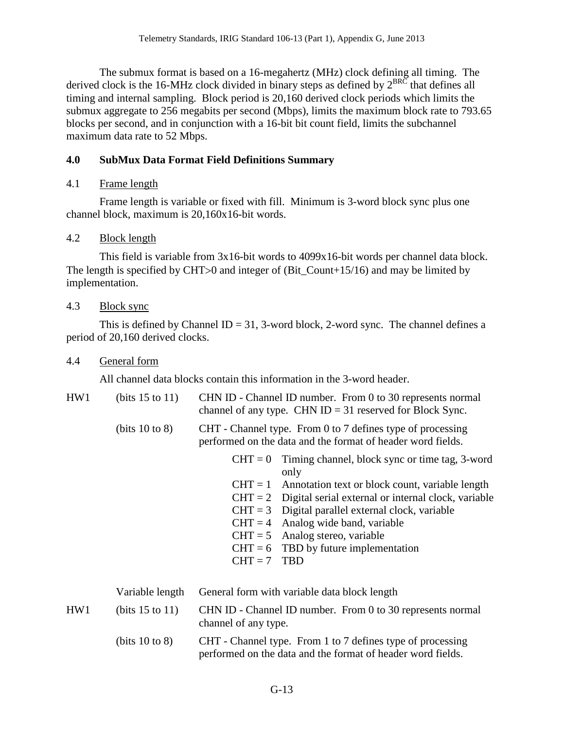The submux format is based on a 16-megahertz (MHz) clock defining all timing. The derived clock is the 16-MHz clock divided in binary steps as defined by $2^{BRC}$ that defines all timing and internal sampling. Block period is 20,160 derived clock periods which limits the submux aggregate to 256 megabits per second (Mbps), limits the maximum block rate to 793.65 blocks per second, and in conjunction with a 16-bit bit count field, limits the subchannel maximum data rate to 52 Mbps.

## 4.0 SubMux Data Format Field Definitions Summary

### 4.1 Frame length

Frame length is variable or fixed with fill. Minimum is 3-word block sync plus one channel block, maximum is 20,160x16-bit words.

### 4.2 Block length

This field is variable from 3x16-bit words to 4099x16-bit words per channel data block. The length is specified by CHT>0 and integer of (Bit_Count+15/16) and may be limited by implementation.

### 4.3 Block sync

This is defined by Channel ID = 31, 3-word block, 2-word sync. The channel defines a period of 20,160 derived clocks.

### 4.4 General form

All channel data blocks contain this information in the 3-word header.

HW1 (bits 15 to 11) CHN ID - Channel ID number. From 0 to 30 represents normal channel of any type. CHN ID = 31 reserved for Block Sync.

(bits 10 to 8) CHT - Channel type. From 0 to 7 defines type of processing performed on the data and the format of header word fields.

- CHT = 0 Timing channel, block sync or time tag, 3-word only
- CHT = 1 Annotation text or block count, variable length
- CHT = 2 Digital serial external or internal clock, variable
- CHT = 3 Digital parallel external clock, variable
- CHT = 4 Analog wide band, variable
- CHT = 5 Analog stereo, variable
- CHT = 6 TBD by future implementation
- CHT = 7 TBD

Variable length General form with variable data block length

HW1 (bits 15 to 11) CHN ID - Channel ID number. From 0 to 30 represents normal channel of any type.

(bits 10 to 8) CHT - Channel type. From 1 to 7 defines type of processing performed on the data and the format of header word fields.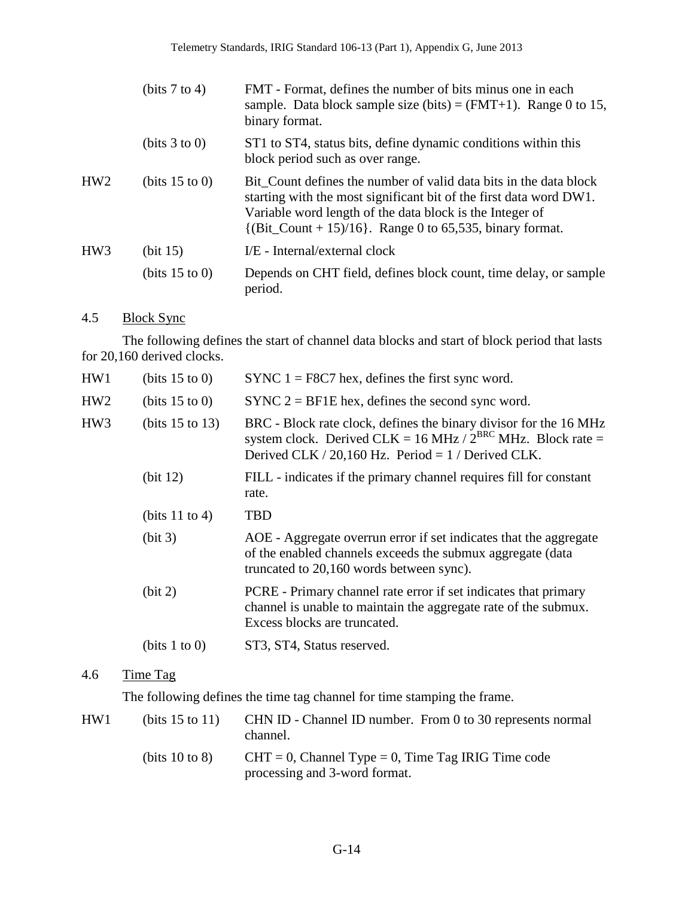| | | |
|---|---|---|
| | (bits 7 to 4) | FMT - Format, defines the number of bits minus one in each sample. Data block sample size (bits) = (FMT+1). Range 0 to 15, binary format. |
| | (bits 3 to 0) | ST1 to ST4, status bits, define dynamic conditions within this block period such as over range. |
| HW2 | (bits 15 to 0) | Bit_Count defines the number of valid data bits in the data block starting with the most significant bit of the first data word DW1. Variable word length of the data block is the Integer of {(Bit_Count + 15)/16}. Range 0 to 65,535, binary format. |
| HW3 | (bit 15) | I/E - Internal/external clock |
| | (bits 15 to 0) | Depends on CHT field, defines block count, time delay, or sample period. |

## 4.5 Block Sync

The following defines the start of channel data blocks and start of block period that lasts for 20,160 derived clocks.

| | | |
|---|---|---|
| HW1 | (bits 15 to 0) | SYNC 1 = F8C7 hex, defines the first sync word. |
| HW2 | (bits 15 to 0) | SYNC 2 = BF1E hex, defines the second sync word. |
| HW3 | (bits 15 to 13) | BRC - Block rate clock, defines the binary divisor for the 16 MHz system clock. Derived CLK = 16 MHz / $2^{BRC}$ MHz. Block rate = Derived CLK / 20,160 Hz. Period = 1 / Derived CLK. |
| | (bit 12) | FILL - indicates if the primary channel requires fill for constant rate. |
| | (bits 11 to 4) | TBD |
| | (bit 3) | AOE - Aggregate overrun error if set indicates that the aggregate of the enabled channels exceeds the submux aggregate (data truncated to 20,160 words between sync). |
| | (bit 2) | PCRE - Primary channel rate error if set indicates that primary channel is unable to maintain the aggregate rate of the submux. Excess blocks are truncated. |
| | (bits 1 to 0) | ST3, ST4, Status reserved. |

## 4.6 Time Tag

The following defines the time tag channel for time stamping the frame.

| | | |
|---|---|---|
| HW1 | (bits 15 to 11) | CHN ID - Channel ID number. From 0 to 30 represents normal channel. |
| | (bits 10 to 8) | CHT = 0, Channel Type = 0, Time Tag IRIG Time code processing and 3-word format. |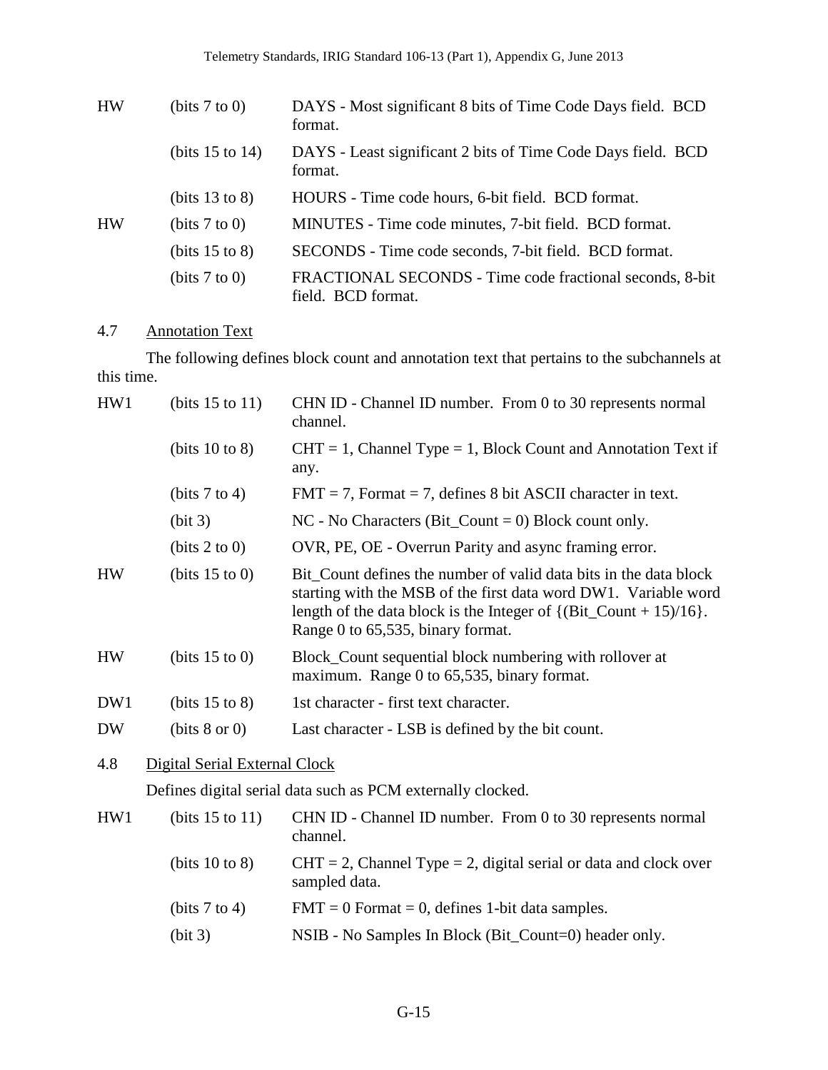| | | |
|---|---|---|
| HW | (bits 7 to 0) | DAYS - Most significant 8 bits of Time Code Days field. BCD format. |
| | (bits 15 to 14) | DAYS - Least significant 2 bits of Time Code Days field. BCD format. |
| | (bits 13 to 8) | HOURS - Time code hours, 6-bit field. BCD format. |
| HW | (bits 7 to 0) | MINUTES - Time code minutes, 7-bit field. BCD format. |
| | (bits 15 to 8) | SECONDS - Time code seconds, 7-bit field. BCD format. |
| | (bits 7 to 0) | FRACTIONAL SECONDS - Time code fractional seconds, 8-bit field. BCD format. |

### 4.7 Annotation Text

The following defines block count and annotation text that pertains to the subchannels at this time.

| | | |
|---|---|---|
| HW1 | (bits 15 to 11) | CHN ID - Channel ID number. From 0 to 30 represents normal channel. |
| | (bits 10 to 8) | CHT = 1, Channel Type = 1, Block Count and Annotation Text if any. |
| | (bits 7 to 4) | FMT = 7, Format = 7, defines 8 bit ASCII character in text. |
| | (bit 3) | NC - No Characters (Bit_Count = 0) Block count only. |
| | (bits 2 to 0) | OVR, PE, OE - Overrun Parity and async framing error. |
| HW | (bits 15 to 0) | Bit_Count defines the number of valid data bits in the data block starting with the MSB of the first data word DW1. Variable word length of the data block is the Integer of {(Bit_Count + 15)/16}. Range 0 to 65,535, binary format. |
| HW | (bits 15 to 0) | Block_Count sequential block numbering with rollover at maximum. Range 0 to 65,535, binary format. |
| DW1 | (bits 15 to 8) | 1st character - first text character. |
| DW | (bits 8 or 0) | Last character - LSB is defined by the bit count. |

### 4.8 Digital Serial External Clock

Defines digital serial data such as PCM externally clocked.

| | | |
|---|---|---|
| HW1 | (bits 15 to 11) | CHN ID - Channel ID number. From 0 to 30 represents normal channel. |
| | (bits 10 to 8) | CHT = 2, Channel Type = 2, digital serial or data and clock over sampled data. |
| | (bits 7 to 4) | FMT = 0 Format = 0, defines 1-bit data samples. |
| | (bit 3) | NSIB - No Samples In Block (Bit_Count=0) header only. |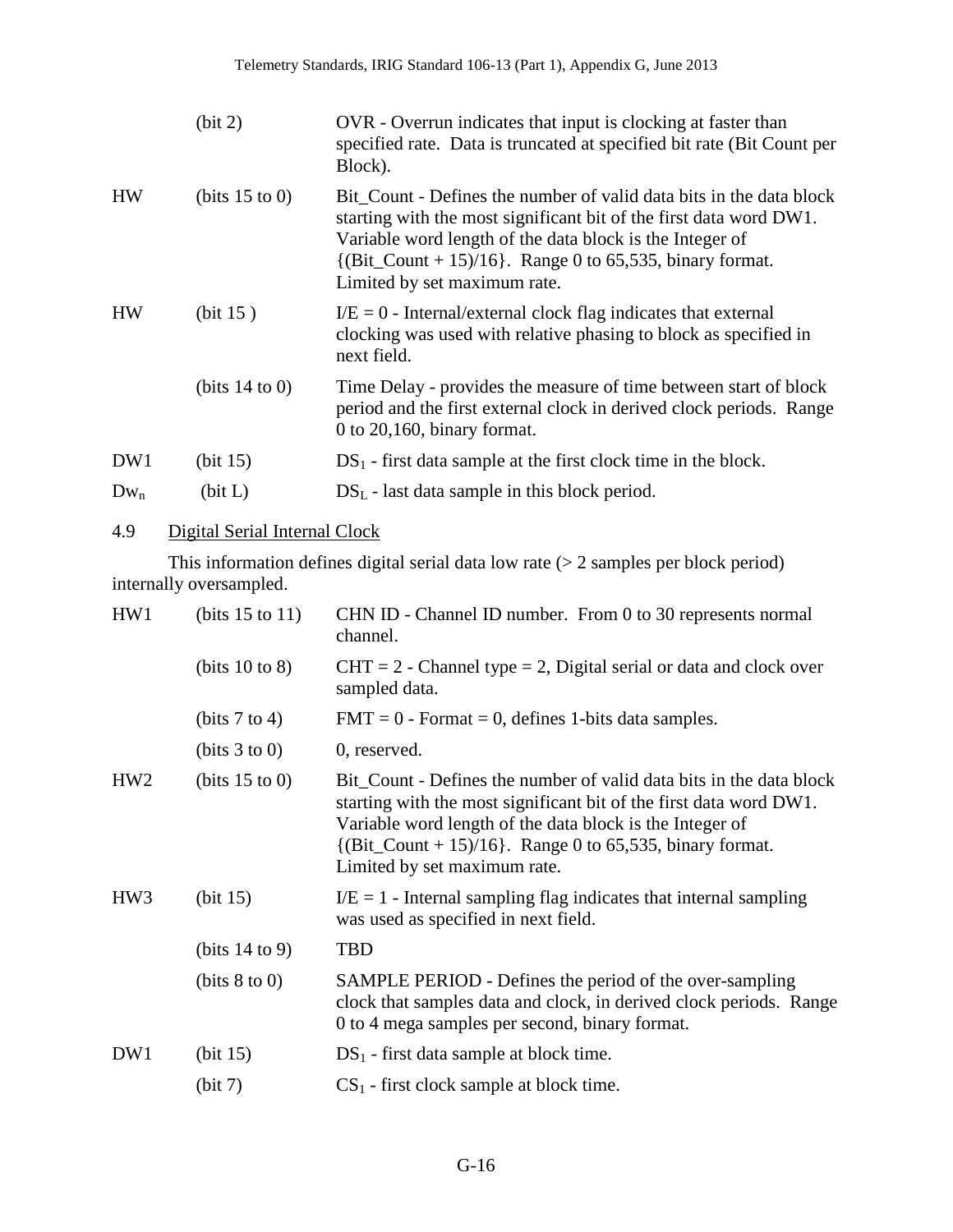| | | |
|---|---|---|
| | (bit 2) | OVR - Overrun indicates that input is clocking at faster than specified rate. Data is truncated at specified bit rate (Bit Count per Block). |
| HW | (bits 15 to 0) | Bit_Count - Defines the number of valid data bits in the data block starting with the most significant bit of the first data word DW1. Variable word length of the data block is the Integer of {(Bit_Count + 15)/16}. Range 0 to 65,535, binary format. Limited by set maximum rate. |
| HW | (bit 15 ) | I/E = 0 - Internal/external clock flag indicates that external clocking was used with relative phasing to block as specified in next field. |
| | (bits 14 to 0) | Time Delay - provides the measure of time between start of block period and the first external clock in derived clock periods. Range 0 to 20,160, binary format. |
| DW1 | (bit 15) | $DS_1$ - first data sample at the first clock time in the block. |
| $Dw_n$ | (bit L) | $DS_L$ - last data sample in this block period. |

4.9 Digital Serial Internal Clock

This information defines digital serial data low rate (> 2 samples per block period) internally oversampled.

| | | |
|---|---|---|
| HW1 | (bits 15 to 11) | CHN ID - Channel ID number. From 0 to 30 represents normal channel. |
| | (bits 10 to 8) | CHT = 2 - Channel type = 2, Digital serial or data and clock over sampled data. |
| | (bits 7 to 4) | FMT = 0 - Format = 0, defines 1-bits data samples. |
| | (bits 3 to 0) | 0, reserved. |
| HW2 | (bits 15 to 0) | Bit_Count - Defines the number of valid data bits in the data block starting with the most significant bit of the first data word DW1. Variable word length of the data block is the Integer of {(Bit_Count + 15)/16}. Range 0 to 65,535, binary format. Limited by set maximum rate. |
| HW3 | (bit 15) | I/E = 1 - Internal sampling flag indicates that internal sampling was used as specified in next field. |
| | (bits 14 to 9) | TBD |
| | (bits 8 to 0) | SAMPLE PERIOD - Defines the period of the over-sampling clock that samples data and clock, in derived clock periods. Range 0 to 4 mega samples per second, binary format. |
| DW1 | (bit 15) | $DS_1$ - first data sample at block time. |
| | (bit 7) | $CS_1$ - first clock sample at block time. |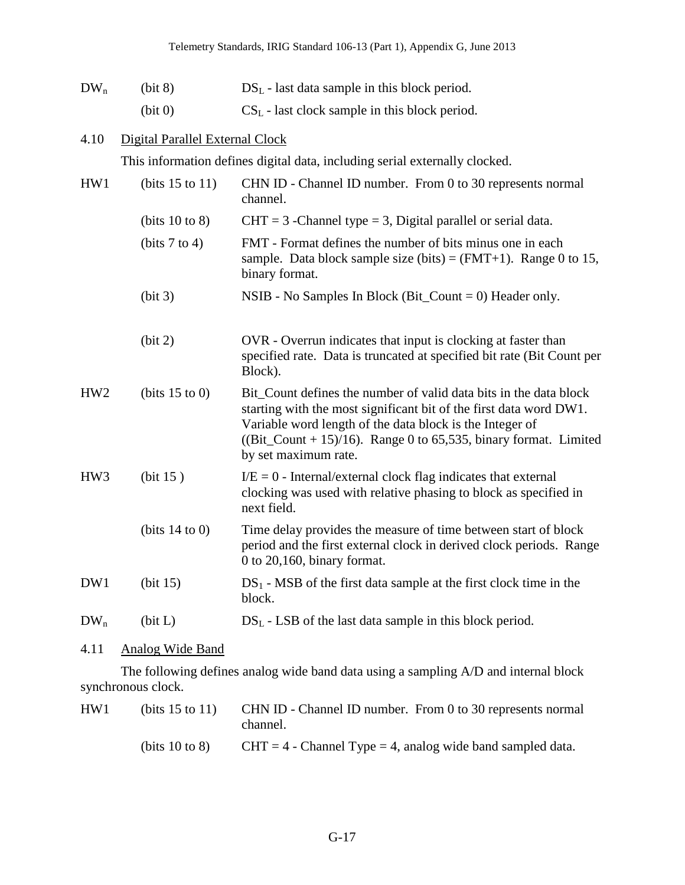| | | |
|---|---|---|
| $DW_n$ | (bit 8) | $DS_L$ - last data sample in this block period. |
| | (bit 0) | $CS_L$ - last clock sample in this block period. |

4.10 Digital Parallel External Clock

This information defines digital data, including serial externally clocked.

| | | |
|---|---|---|
| HW1 | (bits 15 to 11) | CHN ID - Channel ID number. From 0 to 30 represents normal channel. |
| | (bits 10 to 8) | CHT = 3 -Channel type = 3, Digital parallel or serial data. |
| | (bits 7 to 4) | FMT - Format defines the number of bits minus one in each sample. Data block sample size (bits) = (FMT+1). Range 0 to 15, binary format. |
| | (bit 3) | NSIB - No Samples In Block (Bit_Count = 0) Header only. |
| | (bit 2) | OVR - Overrun indicates that input is clocking at faster than specified rate. Data is truncated at specified bit rate (Bit Count per Block). |
| HW2 | (bits 15 to 0) | Bit_Count defines the number of valid data bits in the data block starting with the most significant bit of the first data word DW1. Variable word length of the data block is the Integer of ((Bit_Count + 15)/16). Range 0 to 65,535, binary format. Limited by set maximum rate. |
| HW3 | (bit 15 ) | I/E = 0 - Internal/external clock flag indicates that external clocking was used with relative phasing to block as specified in next field. |
| | (bits 14 to 0) | Time delay provides the measure of time between start of block period and the first external clock in derived clock periods. Range 0 to 20,160, binary format. |
| DW1 | (bit 15) | $DS_1$ - MSB of the first data sample at the first clock time in the block. |
| $DW_n$ | (bit L) | $DS_L$ - LSB of the last data sample in this block period. |

4.11 Analog Wide Band

The following defines analog wide band data using a sampling A/D and internal block synchronous clock.

| | | |
|---|---|---|
| HW1 | (bits 15 to 11) | CHN ID - Channel ID number. From 0 to 30 represents normal channel. |
| | (bits 10 to 8) | CHT = 4 - Channel Type = 4, analog wide band sampled data. |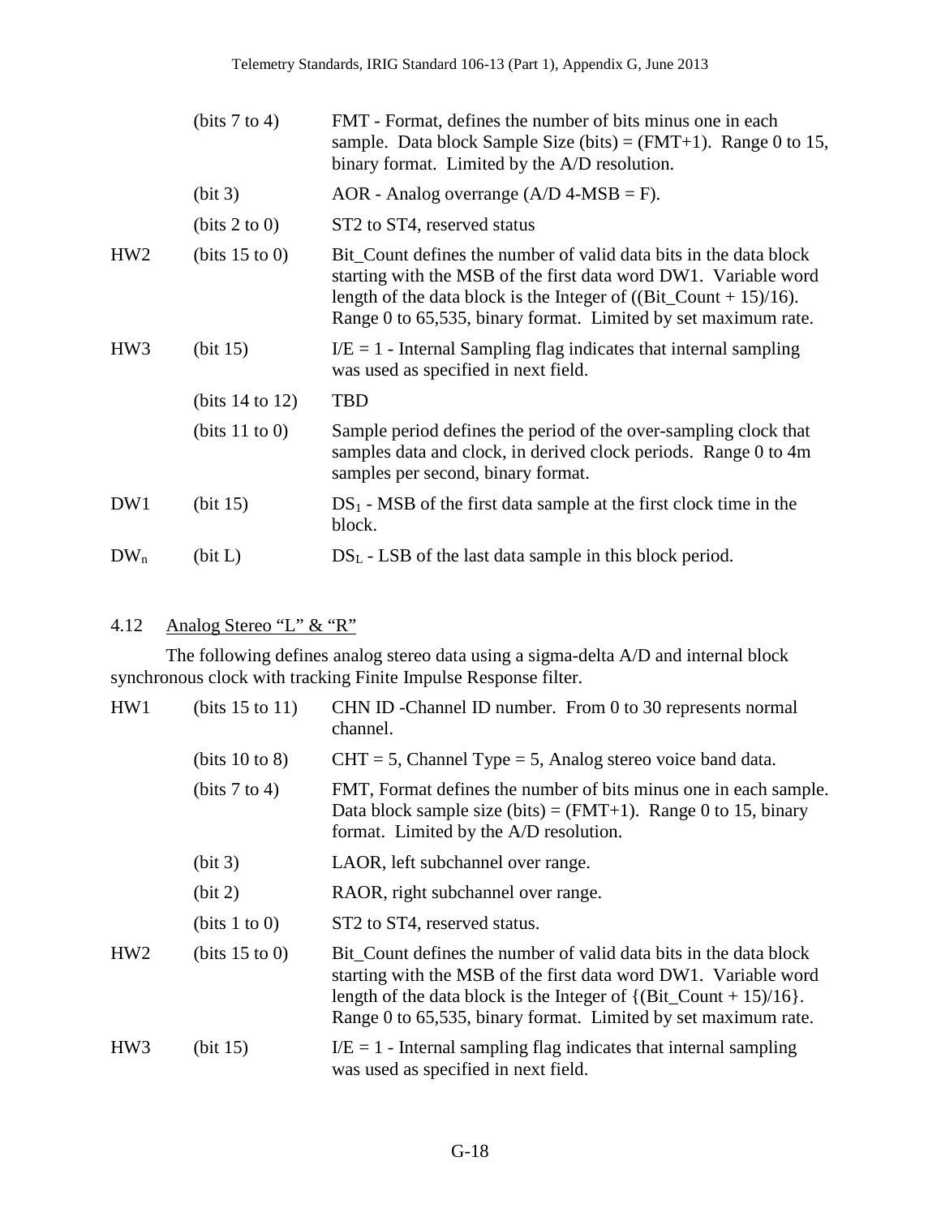| | | |
|---|---|---|
| | (bits 7 to 4) | FMT - Format, defines the number of bits minus one in each sample. Data block Sample Size (bits) = (FMT+1). Range 0 to 15, binary format. Limited by the A/D resolution. |
| | (bit 3) | AOR - Analog overrange (A/D 4-MSB = F). |
| | (bits 2 to 0) | ST2 to ST4, reserved status |
| HW2 | (bits 15 to 0) | Bit_Count defines the number of valid data bits in the data block starting with the MSB of the first data word DW1. Variable word length of the data block is the Integer of ((Bit_Count + 15)/16). Range 0 to 65,535, binary format. Limited by set maximum rate. |
| HW3 | (bit 15) | I/E = 1 - Internal Sampling flag indicates that internal sampling was used as specified in next field. |
| | (bits 14 to 12) | TBD |
| | (bits 11 to 0) | Sample period defines the period of the over-sampling clock that samples data and clock, in derived clock periods. Range 0 to 4m samples per second, binary format. |
| DW1 | (bit 15) | $DS_1$ - MSB of the first data sample at the first clock time in the block. |
| $DW_n$ | (bit L) | $DS_L$ - LSB of the last data sample in this block period. |

### 4.12 Analog Stereo "L" & "R"

The following defines analog stereo data using a sigma-delta A/D and internal block synchronous clock with tracking Finite Impulse Response filter.

| | | |
|---|---|---|
| HW1 | (bits 15 to 11) | CHN ID -Channel ID number. From 0 to 30 represents normal channel. |
| | (bits 10 to 8) | CHT = 5, Channel Type = 5, Analog stereo voice band data. |
| | (bits 7 to 4) | FMT, Format defines the number of bits minus one in each sample. Data block sample size (bits) = (FMT+1). Range 0 to 15, binary format. Limited by the A/D resolution. |
| | (bit 3) | LAOR, left subchannel over range. |
| | (bit 2) | RAOR, right subchannel over range. |
| | (bits 1 to 0) | ST2 to ST4, reserved status. |
| HW2 | (bits 15 to 0) | Bit_Count defines the number of valid data bits in the data block starting with the MSB of the first data word DW1. Variable word length of the data block is the Integer of {(Bit_Count + 15)/16}. Range 0 to 65,535, binary format. Limited by set maximum rate. |
| HW3 | (bit 15) | I/E = 1 - Internal sampling flag indicates that internal sampling was used as specified in next field. |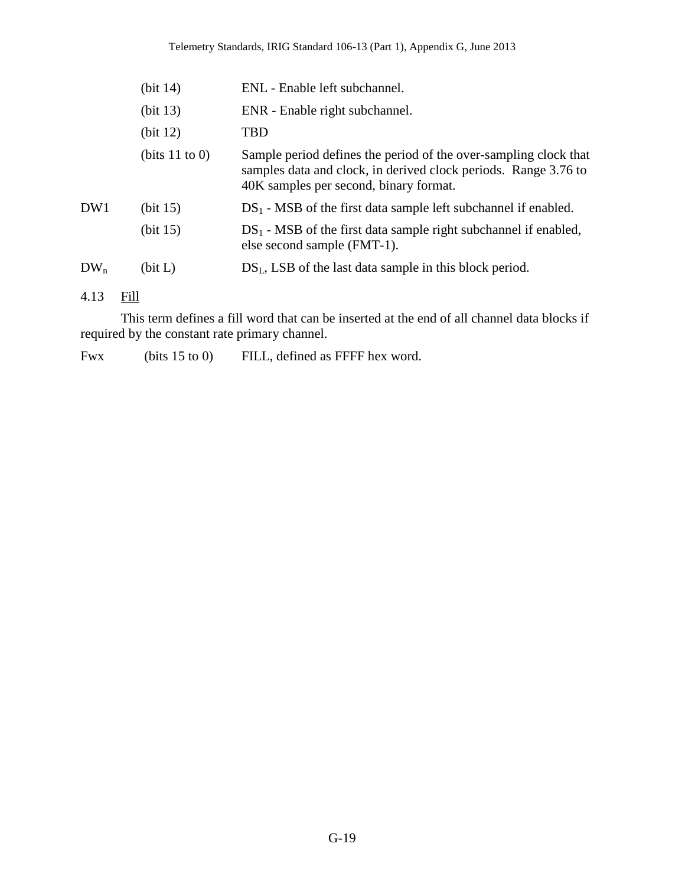| | | |
|---|---|---|
| | (bit 14) | ENL - Enable left subchannel. |
| | (bit 13) | ENR - Enable right subchannel. |
| | (bit 12) | TBD |
| | (bits 11 to 0) | Sample period defines the period of the over-sampling clock that samples data and clock, in derived clock periods. Range 3.76 to 40K samples per second, binary format. |
| DW1 | (bit 15) | $DS_1$ - MSB of the first data sample left subchannel if enabled. |
| | (bit 15) | $DS_1$ - MSB of the first data sample right subchannel if enabled, else second sample (FMT-1). |
| $DW_n$ | (bit L) | $DS_L$, LSB of the last data sample in this block period. |

4.13 Fill

This term defines a fill word that can be inserted at the end of all channel data blocks if required by the constant rate primary channel.

| | | |
|---|---|---|
| Fwx | (bits 15 to 0) | FILL, defined as FFFF hex word. |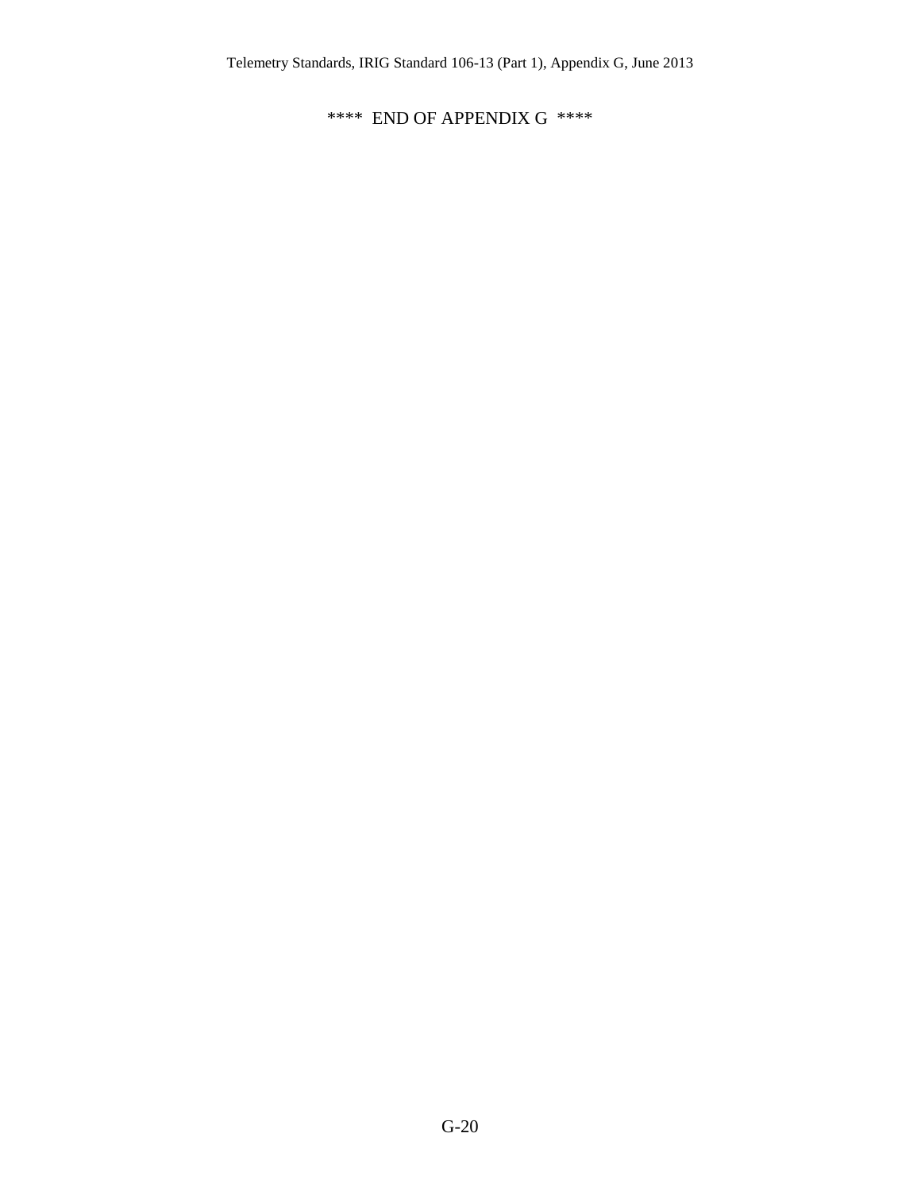\*\*\*\*  END OF APPENDIX G  \*\*\*\*

****  END OF APPENDIX G  ****